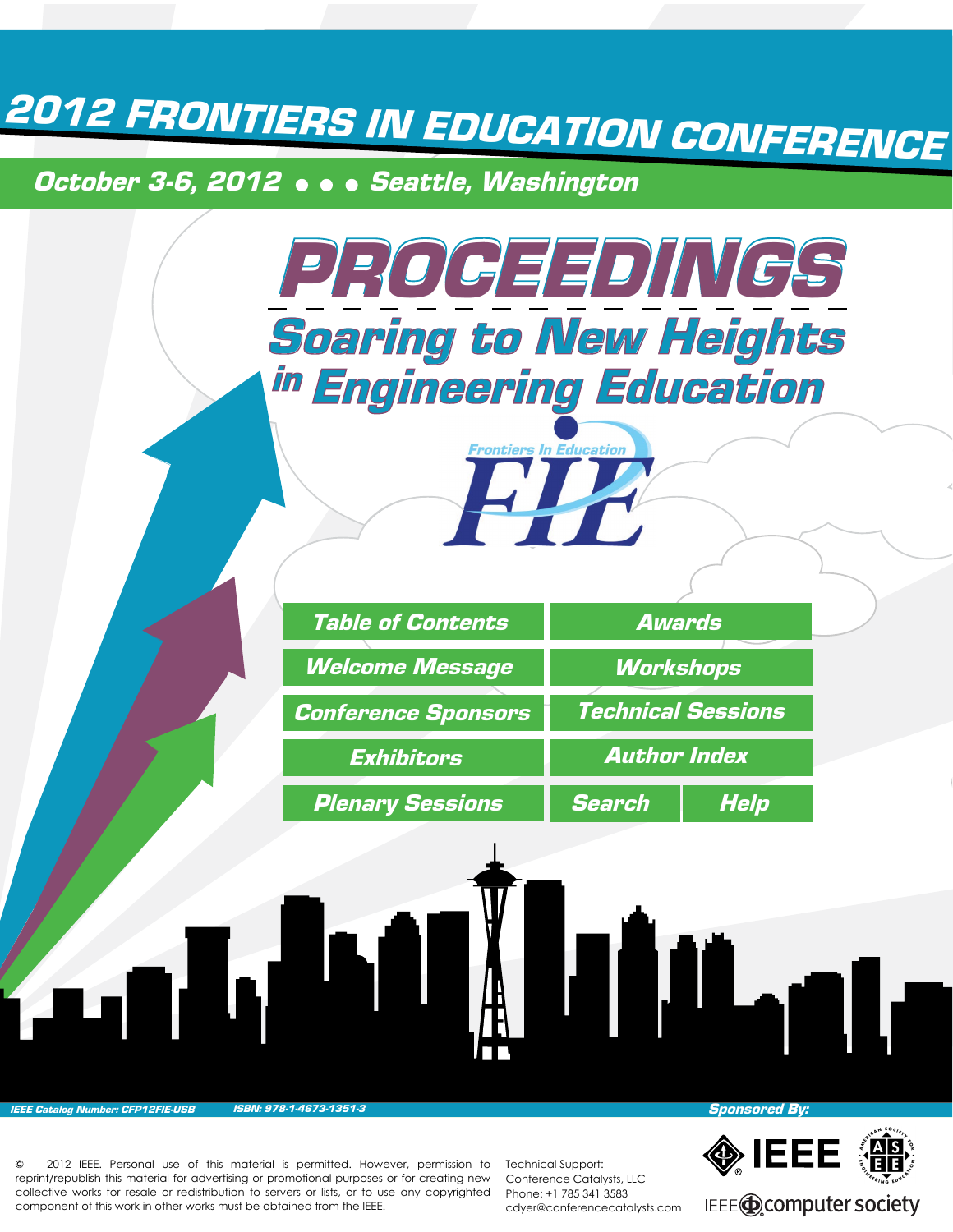# 2012 FRONTIERS IN EDUCATION CONFERENCE

**October 3-6, 2012 • • • Seattle, Washington**

# PROCEEDINGS

## Soaring to New Heights in Engineering Education

Frontiers In Education

FIE

| | |
|---|---|
| Table of Contents | Awards |
| Welcome Message | Workshops |
| Conference Sponsors | Technical Sessions |
| Exhibitors | Author Index |
| Plenary Sessions | Search / Help |

IEEE Catalog Number: CFP12FIE-USB    ISBN: 978-1-4673-1351-3

Sponsored By:

IEEE · ASEE · IEEE computer society

© 2012 IEEE. Personal use of this material is permitted. However, permission to reprint/republish this material for advertising or promotional purposes or for creating new collective works for resale or redistribution to servers or lists, or to use any copyrighted component of this work in other works must be obtained from the IEEE.

Technical Support:
Conference Catalysts, LLC
Phone: +1 785 341 3583
cdyer@conferencecatalysts.com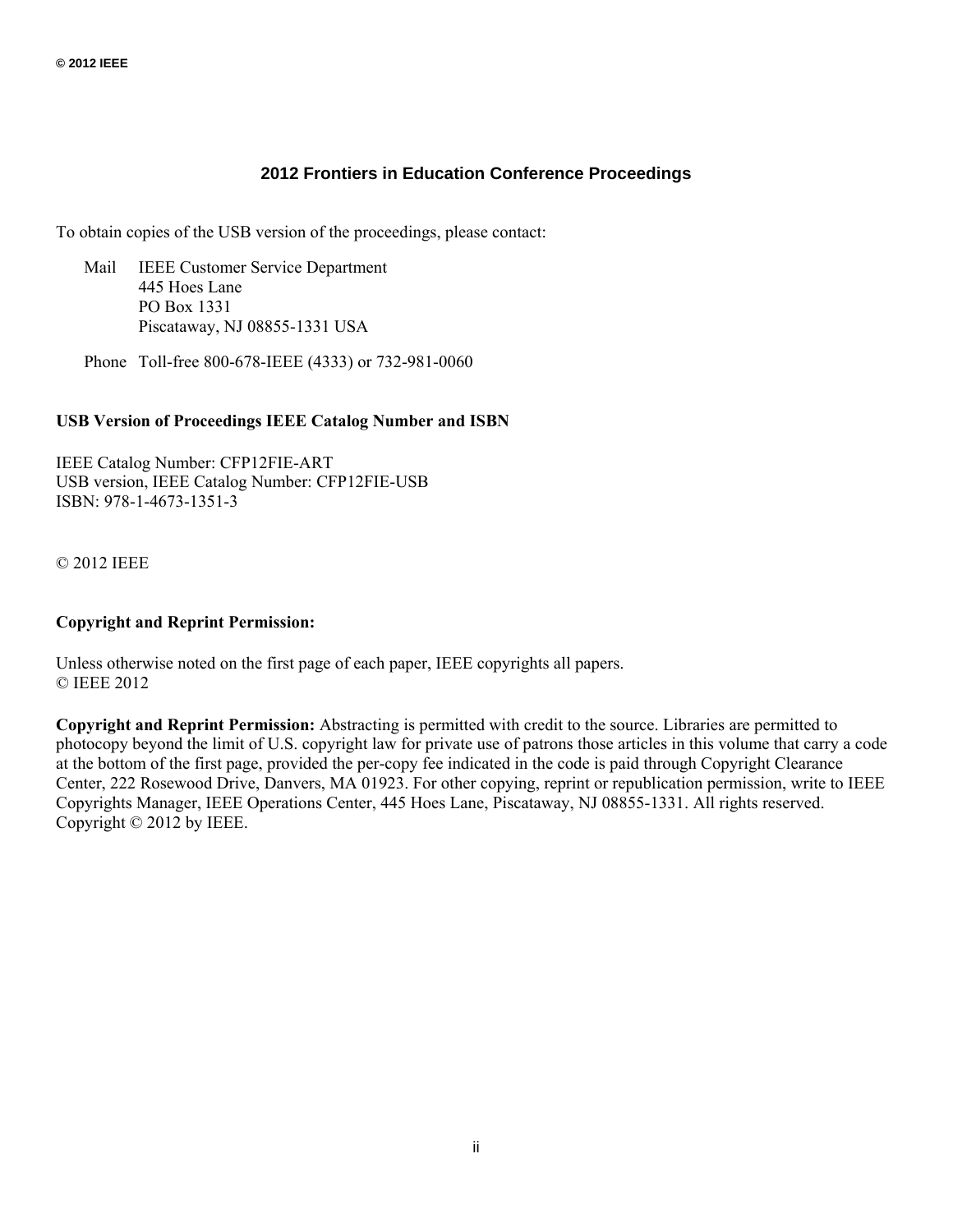# 2012 Frontiers in Education Conference Proceedings

To obtain copies of the USB version of the proceedings, please contact:

Mail IEEE Customer Service Department
445 Hoes Lane
PO Box 1331
Piscataway, NJ 08855-1331 USA

Phone Toll-free 800-678-IEEE (4333) or 732-981-0060

**USB Version of Proceedings IEEE Catalog Number and ISBN**

IEEE Catalog Number: CFP12FIE-ART
USB version, IEEE Catalog Number: CFP12FIE-USB
ISBN: 978-1-4673-1351-3

© 2012 IEEE

**Copyright and Reprint Permission:**

Unless otherwise noted on the first page of each paper, IEEE copyrights all papers.
© IEEE 2012

**Copyright and Reprint Permission:** Abstracting is permitted with credit to the source. Libraries are permitted to photocopy beyond the limit of U.S. copyright law for private use of patrons those articles in this volume that carry a code at the bottom of the first page, provided the per-copy fee indicated in the code is paid through Copyright Clearance Center, 222 Rosewood Drive, Danvers, MA 01923. For other copying, reprint or republication permission, write to IEEE Copyrights Manager, IEEE Operations Center, 445 Hoes Lane, Piscataway, NJ 08855-1331. All rights reserved. Copyright © 2012 by IEEE.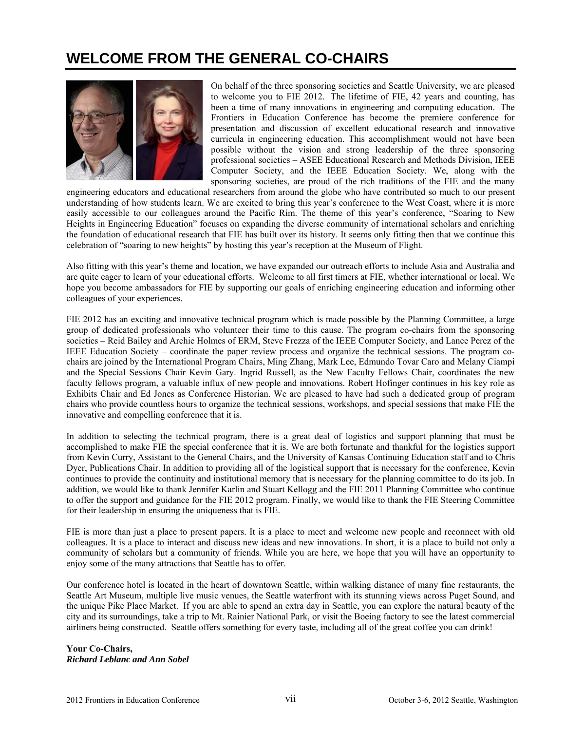# WELCOME FROM THE GENERAL CO-CHAIRS

On behalf of the three sponsoring societies and Seattle University, we are pleased to welcome you to FIE 2012. The lifetime of FIE, 42 years and counting, has been a time of many innovations in engineering and computing education. The Frontiers in Education Conference has become the premiere conference for presentation and discussion of excellent educational research and innovative curricula in engineering education. This accomplishment would not have been possible without the vision and strong leadership of the three sponsoring professional societies – ASEE Educational Research and Methods Division, IEEE Computer Society, and the IEEE Education Society. We, along with the sponsoring societies, are proud of the rich traditions of the FIE and the many engineering educators and educational researchers from around the globe who have contributed so much to our present understanding of how students learn. We are excited to bring this year's conference to the West Coast, where it is more easily accessible to our colleagues around the Pacific Rim. The theme of this year's conference, "Soaring to New Heights in Engineering Education" focuses on expanding the diverse community of international scholars and enriching the foundation of educational research that FIE has built over its history. It seems only fitting then that we continue this celebration of "soaring to new heights" by hosting this year's reception at the Museum of Flight.

Also fitting with this year's theme and location, we have expanded our outreach efforts to include Asia and Australia and are quite eager to learn of your educational efforts. Welcome to all first timers at FIE, whether international or local. We hope you become ambassadors for FIE by supporting our goals of enriching engineering education and informing other colleagues of your experiences.

FIE 2012 has an exciting and innovative technical program which is made possible by the Planning Committee, a large group of dedicated professionals who volunteer their time to this cause. The program co-chairs from the sponsoring societies – Reid Bailey and Archie Holmes of ERM, Steve Frezza of the IEEE Computer Society, and Lance Perez of the IEEE Education Society – coordinate the paper review process and organize the technical sessions. The program co-chairs are joined by the International Program Chairs, Ming Zhang, Mark Lee, Edmundo Tovar Caro and Melany Ciampi and the Special Sessions Chair Kevin Gary. Ingrid Russell, as the New Faculty Fellows Chair, coordinates the new faculty fellows program, a valuable influx of new people and innovations. Robert Hofinger continues in his key role as Exhibits Chair and Ed Jones as Conference Historian. We are pleased to have had such a dedicated group of program chairs who provide countless hours to organize the technical sessions, workshops, and special sessions that make FIE the innovative and compelling conference that it is.

In addition to selecting the technical program, there is a great deal of logistics and support planning that must be accomplished to make FIE the special conference that it is. We are both fortunate and thankful for the logistics support from Kevin Curry, Assistant to the General Chairs, and the University of Kansas Continuing Education staff and to Chris Dyer, Publications Chair. In addition to providing all of the logistical support that is necessary for the conference, Kevin continues to provide the continuity and institutional memory that is necessary for the planning committee to do its job. In addition, we would like to thank Jennifer Karlin and Stuart Kellogg and the FIE 2011 Planning Committee who continue to offer the support and guidance for the FIE 2012 program. Finally, we would like to thank the FIE Steering Committee for their leadership in ensuring the uniqueness that is FIE.

FIE is more than just a place to present papers. It is a place to meet and welcome new people and reconnect with old colleagues. It is a place to interact and discuss new ideas and new innovations. In short, it is a place to build not only a community of scholars but a community of friends. While you are here, we hope that you will have an opportunity to enjoy some of the many attractions that Seattle has to offer.

Our conference hotel is located in the heart of downtown Seattle, within walking distance of many fine restaurants, the Seattle Art Museum, multiple live music venues, the Seattle waterfront with its stunning views across Puget Sound, and the unique Pike Place Market. If you are able to spend an extra day in Seattle, you can explore the natural beauty of the city and its surroundings, take a trip to Mt. Rainier National Park, or visit the Boeing factory to see the latest commercial airliners being constructed. Seattle offers something for every taste, including all of the great coffee you can drink!

**Your Co-Chairs,**
***Richard Leblanc and Ann Sobel***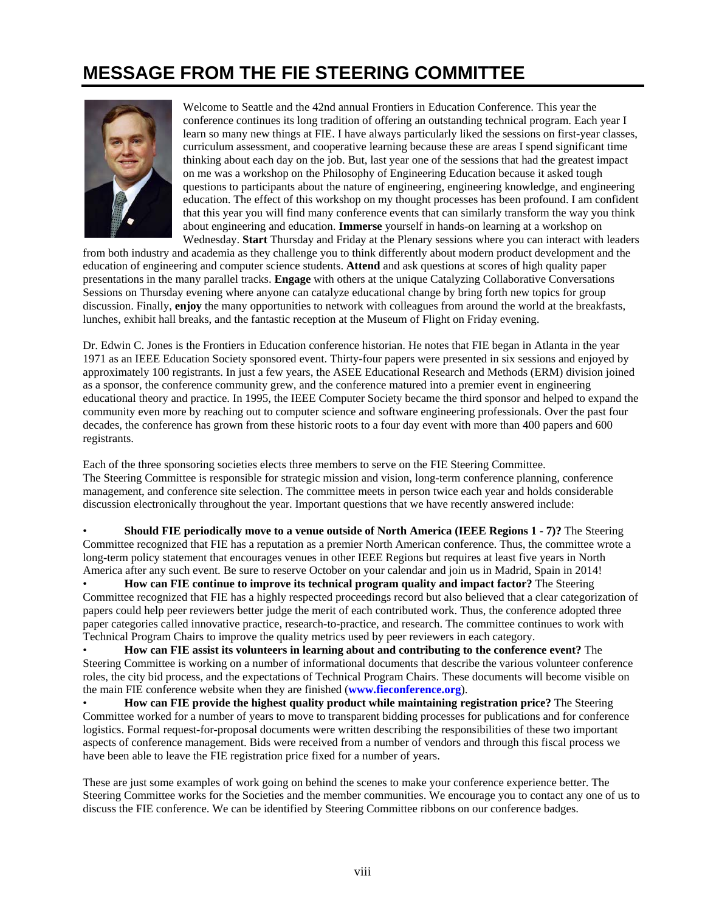# MESSAGE FROM THE FIE STEERING COMMITTEE

Welcome to Seattle and the 42nd annual Frontiers in Education Conference. This year the conference continues its long tradition of offering an outstanding technical program. Each year I learn so many new things at FIE. I have always particularly liked the sessions on first-year classes, curriculum assessment, and cooperative learning because these are areas I spend significant time thinking about each day on the job. But, last year one of the sessions that had the greatest impact on me was a workshop on the Philosophy of Engineering Education because it asked tough questions to participants about the nature of engineering, engineering knowledge, and engineering education. The effect of this workshop on my thought processes has been profound. I am confident that this year you will find many conference events that can similarly transform the way you think about engineering and education. **Immerse** yourself in hands-on learning at a workshop on Wednesday. **Start** Thursday and Friday at the Plenary sessions where you can interact with leaders from both industry and academia as they challenge you to think differently about modern product development and the education of engineering and computer science students. **Attend** and ask questions at scores of high quality paper presentations in the many parallel tracks. **Engage** with others at the unique Catalyzing Collaborative Conversations Sessions on Thursday evening where anyone can catalyze educational change by bring forth new topics for group discussion. Finally, **enjoy** the many opportunities to network with colleagues from around the world at the breakfasts, lunches, exhibit hall breaks, and the fantastic reception at the Museum of Flight on Friday evening.

Dr. Edwin C. Jones is the Frontiers in Education conference historian. He notes that FIE began in Atlanta in the year 1971 as an IEEE Education Society sponsored event. Thirty-four papers were presented in six sessions and enjoyed by approximately 100 registrants. In just a few years, the ASEE Educational Research and Methods (ERM) division joined as a sponsor, the conference community grew, and the conference matured into a premier event in engineering educational theory and practice. In 1995, the IEEE Computer Society became the third sponsor and helped to expand the community even more by reaching out to computer science and software engineering professionals. Over the past four decades, the conference has grown from these historic roots to a four day event with more than 400 papers and 600 registrants.

Each of the three sponsoring societies elects three members to serve on the FIE Steering Committee. The Steering Committee is responsible for strategic mission and vision, long-term conference planning, conference management, and conference site selection. The committee meets in person twice each year and holds considerable discussion electronically throughout the year. Important questions that we have recently answered include:

- **Should FIE periodically move to a venue outside of North America (IEEE Regions 1 - 7)?** The Steering Committee recognized that FIE has a reputation as a premier North American conference. Thus, the committee wrote a long-term policy statement that encourages venues in other IEEE Regions but requires at least five years in North America after any such event. Be sure to reserve October on your calendar and join us in Madrid, Spain in 2014!
- **How can FIE continue to improve its technical program quality and impact factor?** The Steering Committee recognized that FIE has a highly respected proceedings record but also believed that a clear categorization of papers could help peer reviewers better judge the merit of each contributed work. Thus, the conference adopted three paper categories called innovative practice, research-to-practice, and research. The committee continues to work with Technical Program Chairs to improve the quality metrics used by peer reviewers in each category.
- **How can FIE assist its volunteers in learning about and contributing to the conference event?** The Steering Committee is working on a number of informational documents that describe the various volunteer conference roles, the city bid process, and the expectations of Technical Program Chairs. These documents will become visible on the main FIE conference website when they are finished (**www.fieconference.org**).
- **How can FIE provide the highest quality product while maintaining registration price?** The Steering Committee worked for a number of years to move to transparent bidding processes for publications and for conference logistics. Formal request-for-proposal documents were written describing the responsibilities of these two important aspects of conference management. Bids were received from a number of vendors and through this fiscal process we have been able to leave the FIE registration price fixed for a number of years.

These are just some examples of work going on behind the scenes to make your conference experience better. The Steering Committee works for the Societies and the member communities. We encourage you to contact any one of us to discuss the FIE conference. We can be identified by Steering Committee ribbons on our conference badges.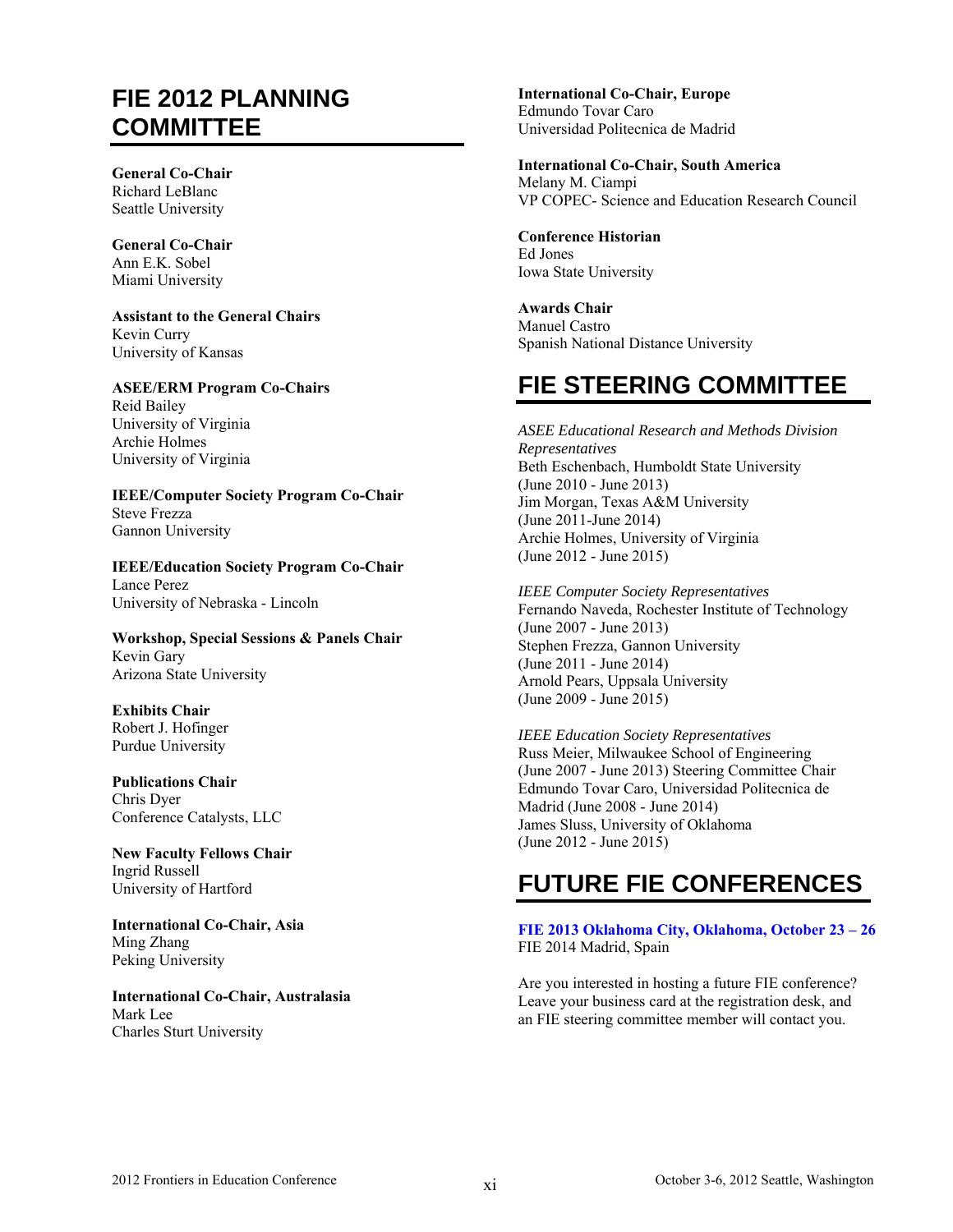# FIE 2012 PLANNING COMMITTEE

**General Co-Chair**
Richard LeBlanc
Seattle University

**General Co-Chair**
Ann E.K. Sobel
Miami University

**Assistant to the General Chairs**
Kevin Curry
University of Kansas

**ASEE/ERM Program Co-Chairs**
Reid Bailey
University of Virginia
Archie Holmes
University of Virginia

**IEEE/Computer Society Program Co-Chair**
Steve Frezza
Gannon University

**IEEE/Education Society Program Co-Chair**
Lance Perez
University of Nebraska - Lincoln

**Workshop, Special Sessions & Panels Chair**
Kevin Gary
Arizona State University

**Exhibits Chair**
Robert J. Hofinger
Purdue University

**Publications Chair**
Chris Dyer
Conference Catalysts, LLC

**New Faculty Fellows Chair**
Ingrid Russell
University of Hartford

**International Co-Chair, Asia**
Ming Zhang
Peking University

**International Co-Chair, Australasia**
Mark Lee
Charles Sturt University

**International Co-Chair, Europe**
Edmundo Tovar Caro
Universidad Politecnica de Madrid

**International Co-Chair, South America**
Melany M. Ciampi
VP COPEC- Science and Education Research Council

**Conference Historian**
Ed Jones
Iowa State University

**Awards Chair**
Manuel Castro
Spanish National Distance University

# FIE STEERING COMMITTEE

*ASEE Educational Research and Methods Division Representatives*
Beth Eschenbach, Humboldt State University
(June 2010 - June 2013)
Jim Morgan, Texas A&M University
(June 2011-June 2014)
Archie Holmes, University of Virginia
(June 2012 - June 2015)

*IEEE Computer Society Representatives*
Fernando Naveda, Rochester Institute of Technology
(June 2007 - June 2013)
Stephen Frezza, Gannon University
(June 2011 - June 2014)
Arnold Pears, Uppsala University
(June 2009 - June 2015)

*IEEE Education Society Representatives*
Russ Meier, Milwaukee School of Engineering
(June 2007 - June 2013) Steering Committee Chair
Edmundo Tovar Caro, Universidad Politecnica de Madrid (June 2008 - June 2014)
James Sluss, University of Oklahoma
(June 2012 - June 2015)

# FUTURE FIE CONFERENCES

**FIE 2013 Oklahoma City, Oklahoma, October 23 – 26**
FIE 2014 Madrid, Spain

Are you interested in hosting a future FIE conference? Leave your business card at the registration desk, and an FIE steering committee member will contact you.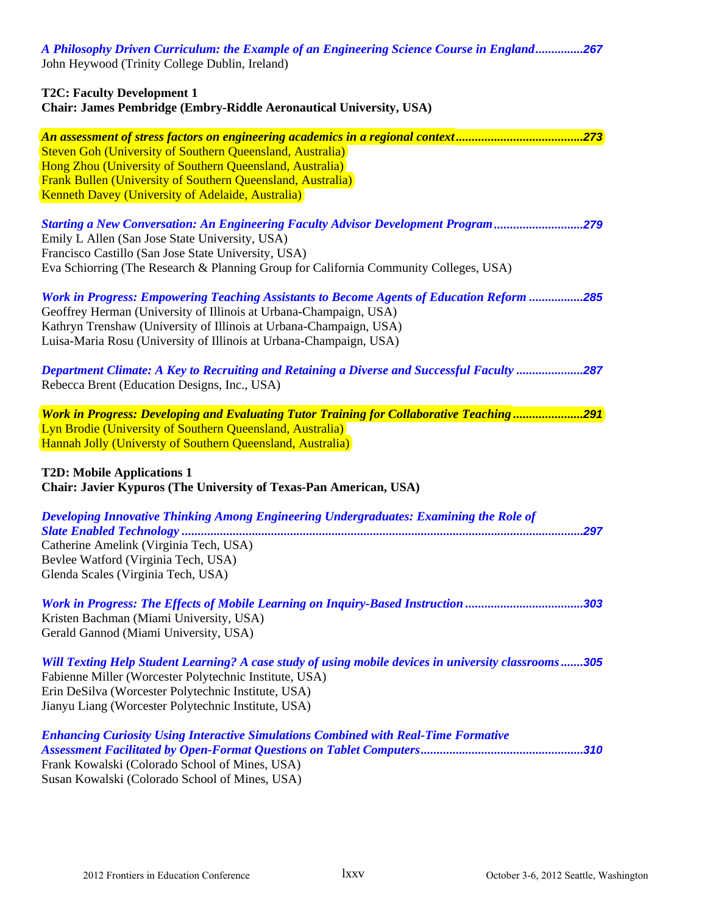*A Philosophy Driven Curriculum: the Example of an Engineering Science Course in England...............267*
John Heywood (Trinity College Dublin, Ireland)

**T2C: Faculty Development 1**
**Chair: James Pembridge (Embry-Riddle Aeronautical University, USA)**

*An assessment of stress factors on engineering academics in a regional context........................................273*
Steven Goh (University of Southern Queensland, Australia)
Hong Zhou (University of Southern Queensland, Australia)
Frank Bullen (University of Southern Queensland, Australia)
Kenneth Davey (University of Adelaide, Australia)

*Starting a New Conversation: An Engineering Faculty Advisor Development Program............................279*
Emily L Allen (San Jose State University, USA)
Francisco Castillo (San Jose State University, USA)
Eva Schiorring (The Research & Planning Group for California Community Colleges, USA)

*Work in Progress: Empowering Teaching Assistants to Become Agents of Education Reform .................285*
Geoffrey Herman (University of Illinois at Urbana-Champaign, USA)
Kathryn Trenshaw (University of Illinois at Urbana-Champaign, USA)
Luisa-Maria Rosu (University of Illinois at Urbana-Champaign, USA)

*Department Climate: A Key to Recruiting and Retaining a Diverse and Successful Faculty .....................287*
Rebecca Brent (Education Designs, Inc., USA)

*Work in Progress: Developing and Evaluating Tutor Training for Collaborative Teaching ......................291*
Lyn Brodie (University of Southern Queensland, Australia)
Hannah Jolly (Universty of Southern Queensland, Australia)

**T2D: Mobile Applications 1**
**Chair: Javier Kypuros (The University of Texas-Pan American, USA)**

*Developing Innovative Thinking Among Engineering Undergraduates: Examining the Role of Slate Enabled Technology .............................................................................................................................297*
Catherine Amelink (Virginia Tech, USA)
Bevlee Watford (Virginia Tech, USA)
Glenda Scales (Virginia Tech, USA)

*Work in Progress: The Effects of Mobile Learning on Inquiry-Based Instruction .....................................303*
Kristen Bachman (Miami University, USA)
Gerald Gannod (Miami University, USA)

*Will Texting Help Student Learning? A case study of using mobile devices in university classrooms .......305*
Fabienne Miller (Worcester Polytechnic Institute, USA)
Erin DeSilva (Worcester Polytechnic Institute, USA)
Jianyu Liang (Worcester Polytechnic Institute, USA)

*Enhancing Curiosity Using Interactive Simulations Combined with Real-Time Formative Assessment Facilitated by Open-Format Questions on Tablet Computers..................................................310*
Frank Kowalski (Colorado School of Mines, USA)
Susan Kowalski (Colorado School of Mines, USA)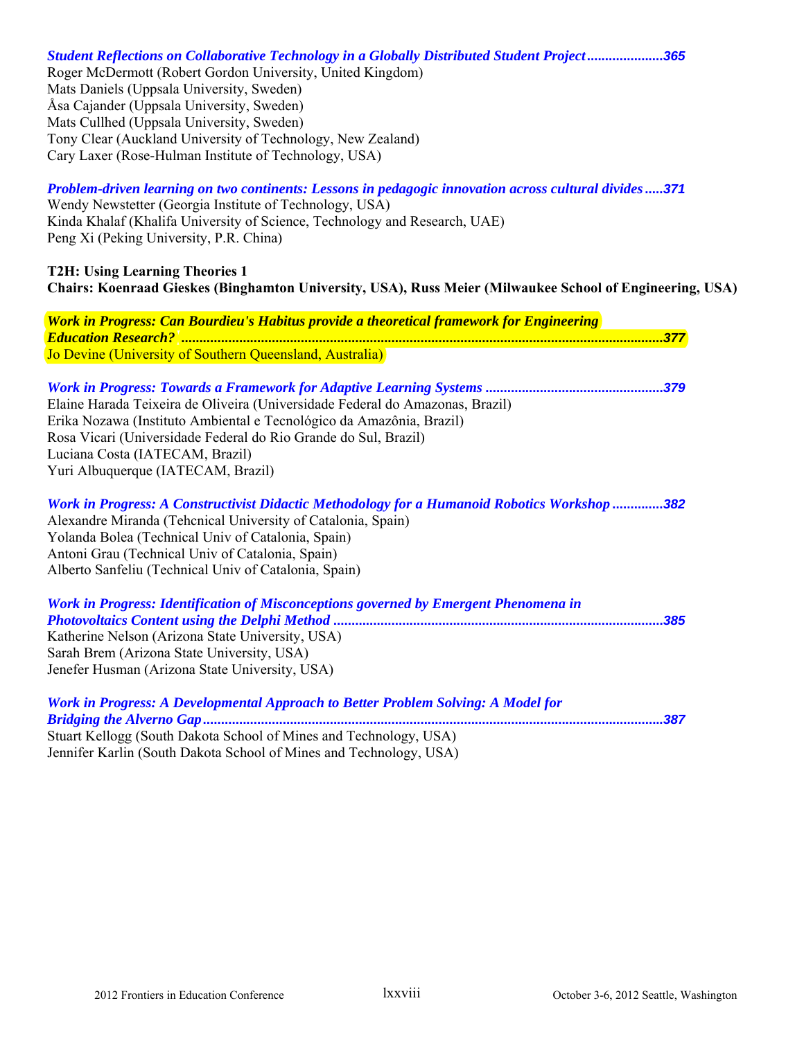*Student Reflections on Collaborative Technology in a Globally Distributed Student Project* .....................365
Roger McDermott (Robert Gordon University, United Kingdom)
Mats Daniels (Uppsala University, Sweden)
Åsa Cajander (Uppsala University, Sweden)
Mats Cullhed (Uppsala University, Sweden)
Tony Clear (Auckland University of Technology, New Zealand)
Cary Laxer (Rose-Hulman Institute of Technology, USA)

*Problem-driven learning on two continents: Lessons in pedagogic innovation across cultural divides* .....371
Wendy Newstetter (Georgia Institute of Technology, USA)
Kinda Khalaf (Khalifa University of Science, Technology and Research, UAE)
Peng Xi (Peking University, P.R. China)

**T2H: Using Learning Theories 1**
**Chairs: Koenraad Gieskes (Binghamton University, USA), Russ Meier (Milwaukee School of Engineering, USA)**

*Work in Progress: Can Bourdieu's Habitus provide a theoretical framework for Engineering Education Research?* ....................................................................................................................377
Jo Devine (University of Southern Queensland, Australia)

*Work in Progress: Towards a Framework for Adaptive Learning Systems* ................................................379
Elaine Harada Teixeira de Oliveira (Universidade Federal do Amazonas, Brazil)
Erika Nozawa (Instituto Ambiental e Tecnológico da Amazônia, Brazil)
Rosa Vicari (Universidade Federal do Rio Grande do Sul, Brazil)
Luciana Costa (IATECAM, Brazil)
Yuri Albuquerque (IATECAM, Brazil)

*Work in Progress: A Constructivist Didactic Methodology for a Humanoid Robotics Workshop* .............382
Alexandre Miranda (Tehcnical University of Catalonia, Spain)
Yolanda Bolea (Technical Univ of Catalonia, Spain)
Antoni Grau (Technical Univ of Catalonia, Spain)
Alberto Sanfeliu (Technical Univ of Catalonia, Spain)

*Work in Progress: Identification of Misconceptions governed by Emergent Phenomena in Photovoltaics Content using the Delphi Method* .........................................................................................385
Katherine Nelson (Arizona State University, USA)
Sarah Brem (Arizona State University, USA)
Jenefer Husman (Arizona State University, USA)

*Work in Progress: A Developmental Approach to Better Problem Solving: A Model for Bridging the Alverno Gap* ............................................................................................................................387
Stuart Kellogg (South Dakota School of Mines and Technology, USA)
Jennifer Karlin (South Dakota School of Mines and Technology, USA)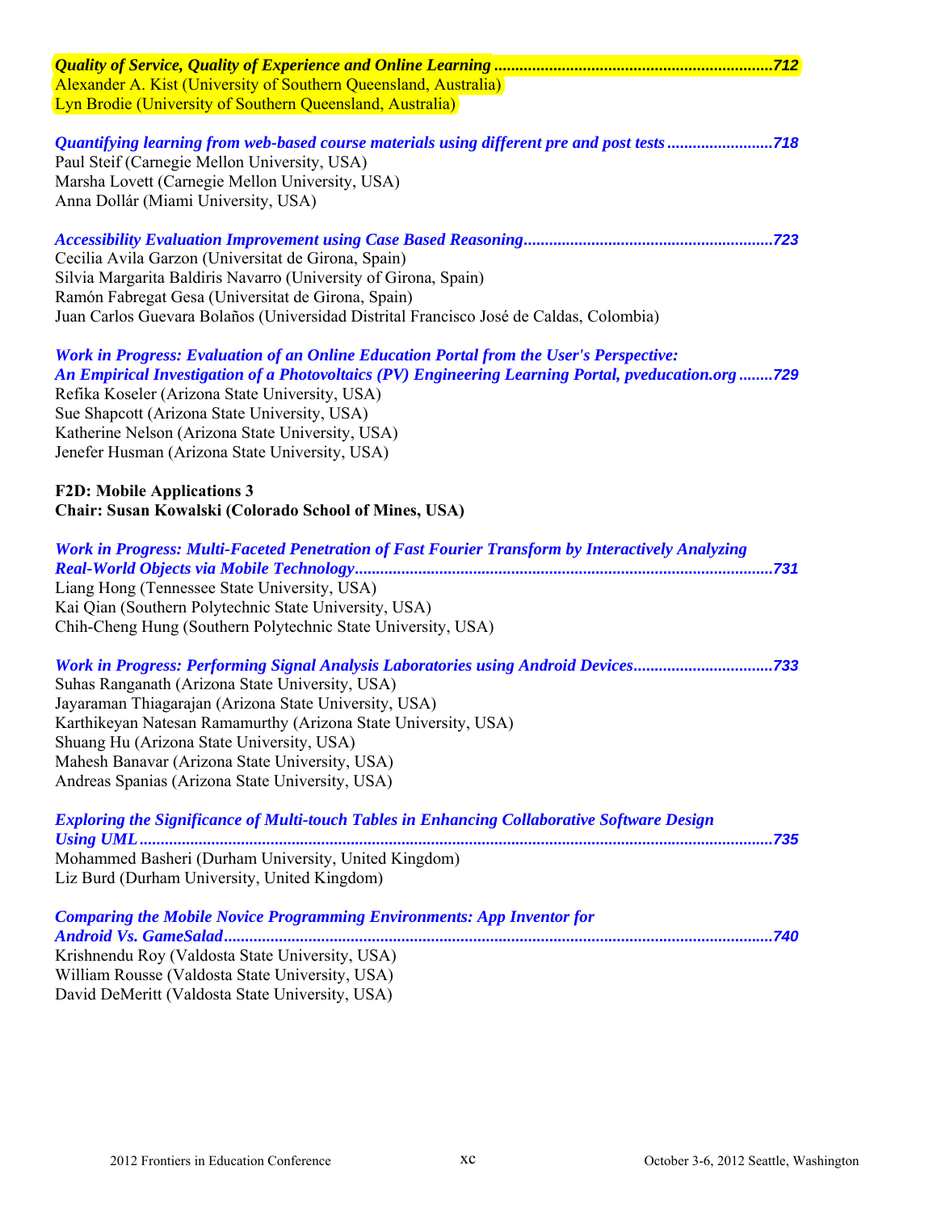***Quality of Service, Quality of Experience and Online Learning* .................................................................712**
Alexander A. Kist (University of Southern Queensland, Australia)
Lyn Brodie (University of Southern Queensland, Australia)

***Quantifying learning from web-based course materials using different pre and post tests*.........................718**
Paul Steif (Carnegie Mellon University, USA)
Marsha Lovett (Carnegie Mellon University, USA)
Anna Dollár (Miami University, USA)

***Accessibility Evaluation Improvement using Case Based Reasoning*..........................................................723**
Cecilia Avila Garzon (Universitat de Girona, Spain)
Silvia Margarita Baldiris Navarro (University of Girona, Spain)
Ramón Fabregat Gesa (Universitat de Girona, Spain)
Juan Carlos Guevara Bolaños (Universidad Distrital Francisco José de Caldas, Colombia)

***Work in Progress: Evaluation of an Online Education Portal from the User's Perspective: An Empirical Investigation of a Photovoltaics (PV) Engineering Learning Portal, pveducation.org*........729**
Refika Koseler (Arizona State University, USA)
Sue Shapcott (Arizona State University, USA)
Katherine Nelson (Arizona State University, USA)
Jenefer Husman (Arizona State University, USA)

**F2D: Mobile Applications 3**
**Chair: Susan Kowalski (Colorado School of Mines, USA)**

***Work in Progress: Multi-Faceted Penetration of Fast Fourier Transform by Interactively Analyzing Real-World Objects via Mobile Technology*.................................................................................................731**
Liang Hong (Tennessee State University, USA)
Kai Qian (Southern Polytechnic State University, USA)
Chih-Cheng Hung (Southern Polytechnic State University, USA)

***Work in Progress: Performing Signal Analysis Laboratories using Android Devices*................................733**
Suhas Ranganath (Arizona State University, USA)
Jayaraman Thiagarajan (Arizona State University, USA)
Karthikeyan Natesan Ramamurthy (Arizona State University, USA)
Shuang Hu (Arizona State University, USA)
Mahesh Banavar (Arizona State University, USA)
Andreas Spanias (Arizona State University, USA)

***Exploring the Significance of Multi-touch Tables in Enhancing Collaborative Software Design Using UML*...................................................................................................................................................735**
Mohammed Basheri (Durham University, United Kingdom)
Liz Burd (Durham University, United Kingdom)

***Comparing the Mobile Novice Programming Environments: App Inventor for Android Vs. GameSalad*...............................................................................................................................740**
Krishnendu Roy (Valdosta State University, USA)
William Rousse (Valdosta State University, USA)
David DeMeritt (Valdosta State University, USA)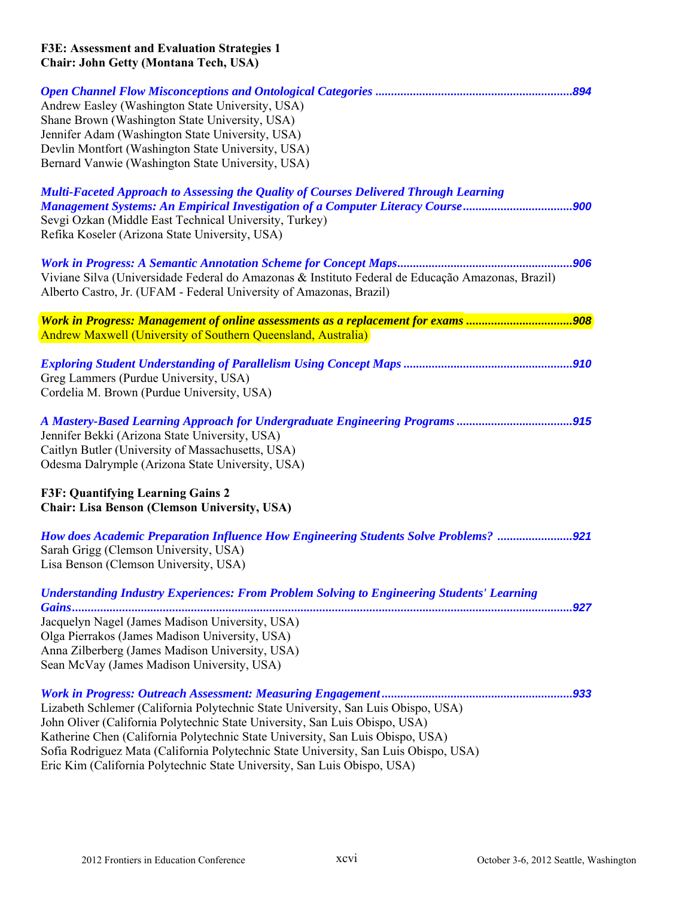**F3E: Assessment and Evaluation Strategies 1**
**Chair: John Getty (Montana Tech, USA)**

*Open Channel Flow Misconceptions and Ontological Categories* ..............................................................894
Andrew Easley (Washington State University, USA)
Shane Brown (Washington State University, USA)
Jennifer Adam (Washington State University, USA)
Devlin Montfort (Washington State University, USA)
Bernard Vanwie (Washington State University, USA)

*Multi-Faceted Approach to Assessing the Quality of Courses Delivered Through Learning Management Systems: An Empirical Investigation of a Computer Literacy Course*..................................900
Sevgi Ozkan (Middle East Technical University, Turkey)
Refika Koseler (Arizona State University, USA)

*Work in Progress: A Semantic Annotation Scheme for Concept Maps*.......................................................906
Viviane Silva (Universidade Federal do Amazonas & Instituto Federal de Educação Amazonas, Brazil)
Alberto Castro, Jr. (UFAM - Federal University of Amazonas, Brazil)

*Work in Progress: Management of online assessments as a replacement for exams* ..................................908
Andrew Maxwell (University of Southern Queensland, Australia)

*Exploring Student Understanding of Parallelism Using Concept Maps* .....................................................910
Greg Lammers (Purdue University, USA)
Cordelia M. Brown (Purdue University, USA)

*A Mastery-Based Learning Approach for Undergraduate Engineering Programs* ....................................915
Jennifer Bekki (Arizona State University, USA)
Caitlyn Butler (University of Massachusetts, USA)
Odesma Dalrymple (Arizona State University, USA)

**F3F: Quantifying Learning Gains 2**
**Chair: Lisa Benson (Clemson University, USA)**

*How does Academic Preparation Influence How Engineering Students Solve Problems?* .......................921
Sarah Grigg (Clemson University, USA)
Lisa Benson (Clemson University, USA)

*Understanding Industry Experiences: From Problem Solving to Engineering Students' Learning Gains*...............................................................................................................................................927
Jacquelyn Nagel (James Madison University, USA)
Olga Pierrakos (James Madison University, USA)
Anna Zilberberg (James Madison University, USA)
Sean McVay (James Madison University, USA)

*Work in Progress: Outreach Assessment: Measuring Engagement*............................................................933
Lizabeth Schlemer (California Polytechnic State University, San Luis Obispo, USA)
John Oliver (California Polytechnic State University, San Luis Obispo, USA)
Katherine Chen (California Polytechnic State University, San Luis Obispo, USA)
Sofia Rodriguez Mata (California Polytechnic State University, San Luis Obispo, USA)
Eric Kim (California Polytechnic State University, San Luis Obispo, USA)